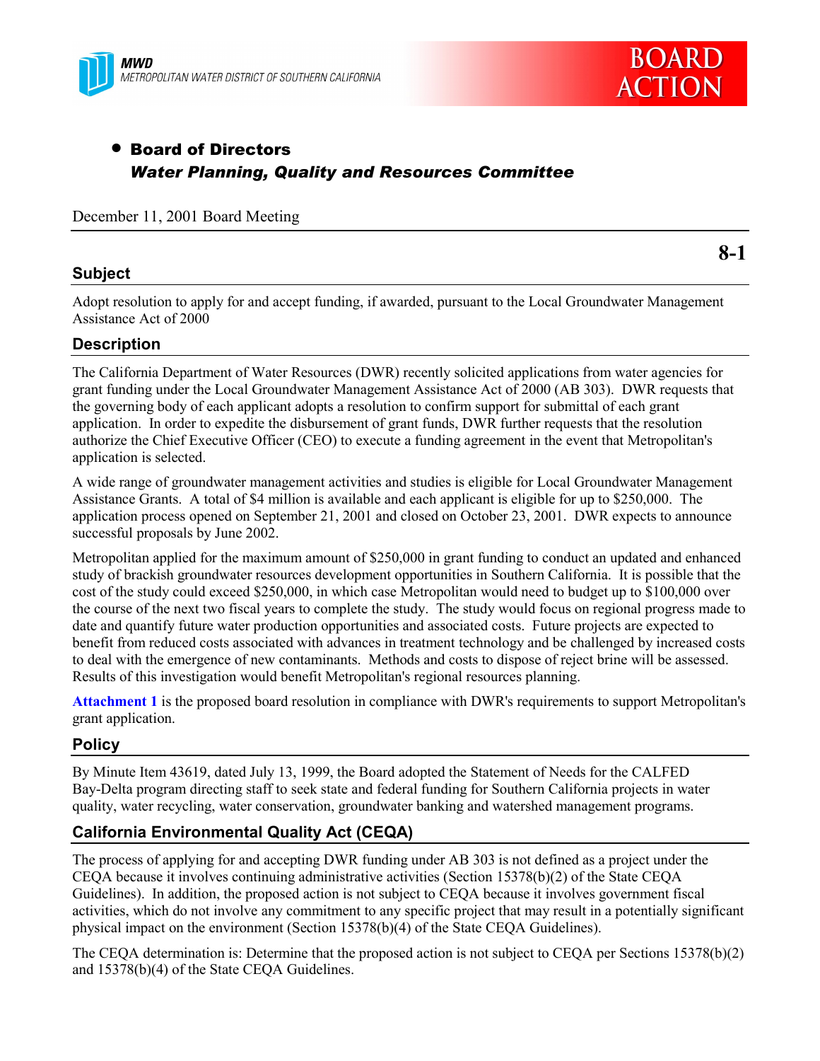MWD
METROPOLITAN WATER DISTRICT OF SOUTHERN CALIFORNIA

**BOARD ACTION**

- **Board of Directors**
  ***Water Planning, Quality and Resources Committee***

December 11, 2001 Board Meeting

**8-1**

## Subject

Adopt resolution to apply for and accept funding, if awarded, pursuant to the Local Groundwater Management Assistance Act of 2000

## Description

The California Department of Water Resources (DWR) recently solicited applications from water agencies for grant funding under the Local Groundwater Management Assistance Act of 2000 (AB 303). DWR requests that the governing body of each applicant adopts a resolution to confirm support for submittal of each grant application. In order to expedite the disbursement of grant funds, DWR further requests that the resolution authorize the Chief Executive Officer (CEO) to execute a funding agreement in the event that Metropolitan's application is selected.

A wide range of groundwater management activities and studies is eligible for Local Groundwater Management Assistance Grants. A total of $4 million is available and each applicant is eligible for up to $250,000. The application process opened on September 21, 2001 and closed on October 23, 2001. DWR expects to announce successful proposals by June 2002.

Metropolitan applied for the maximum amount of $250,000 in grant funding to conduct an updated and enhanced study of brackish groundwater resources development opportunities in Southern California. It is possible that the cost of the study could exceed $250,000, in which case Metropolitan would need to budget up to $100,000 over the course of the next two fiscal years to complete the study. The study would focus on regional progress made to date and quantify future water production opportunities and associated costs. Future projects are expected to benefit from reduced costs associated with advances in treatment technology and be challenged by increased costs to deal with the emergence of new contaminants. Methods and costs to dispose of reject brine will be assessed. Results of this investigation would benefit Metropolitan's regional resources planning.

**Attachment 1** is the proposed board resolution in compliance with DWR's requirements to support Metropolitan's grant application.

## Policy

By Minute Item 43619, dated July 13, 1999, the Board adopted the Statement of Needs for the CALFED Bay-Delta program directing staff to seek state and federal funding for Southern California projects in water quality, water recycling, water conservation, groundwater banking and watershed management programs.

## California Environmental Quality Act (CEQA)

The process of applying for and accepting DWR funding under AB 303 is not defined as a project under the CEQA because it involves continuing administrative activities (Section 15378(b)(2) of the State CEQA Guidelines). In addition, the proposed action is not subject to CEQA because it involves government fiscal activities, which do not involve any commitment to any specific project that may result in a potentially significant physical impact on the environment (Section 15378(b)(4) of the State CEQA Guidelines).

The CEQA determination is: Determine that the proposed action is not subject to CEQA per Sections 15378(b)(2) and 15378(b)(4) of the State CEQA Guidelines.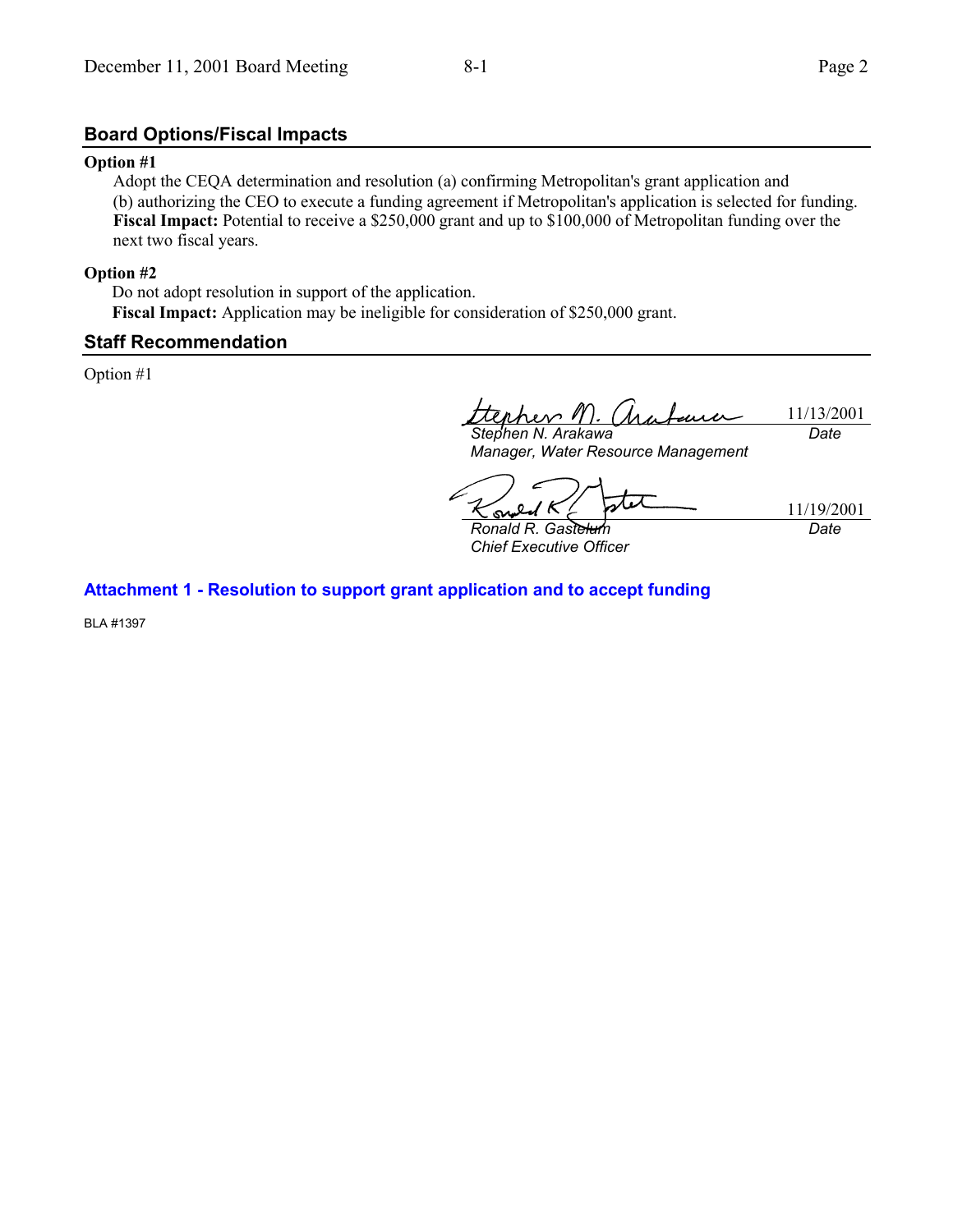## Board Options/Fiscal Impacts

**Option #1**

Adopt the CEQA determination and resolution (a) confirming Metropolitan's grant application and (b) authorizing the CEO to execute a funding agreement if Metropolitan's application is selected for funding.

**Fiscal Impact:** Potential to receive a $250,000 grant and up to $100,000 of Metropolitan funding over the next two fiscal years.

**Option #2**

Do not adopt resolution in support of the application.

**Fiscal Impact:** Application may be ineligible for consideration of $250,000 grant.

## Staff Recommendation

Option #1

| | |
|---|---|
| *Stephen N. Arakawa* | 11/13/2001 |
| *Manager, Water Resource Management* | *Date* |

| | |
|---|---|
| *Ronald R. Gastelum* | 11/19/2001 |
| *Chief Executive Officer* | *Date* |

**Attachment 1 - Resolution to support grant application and to accept funding**

BLA #1397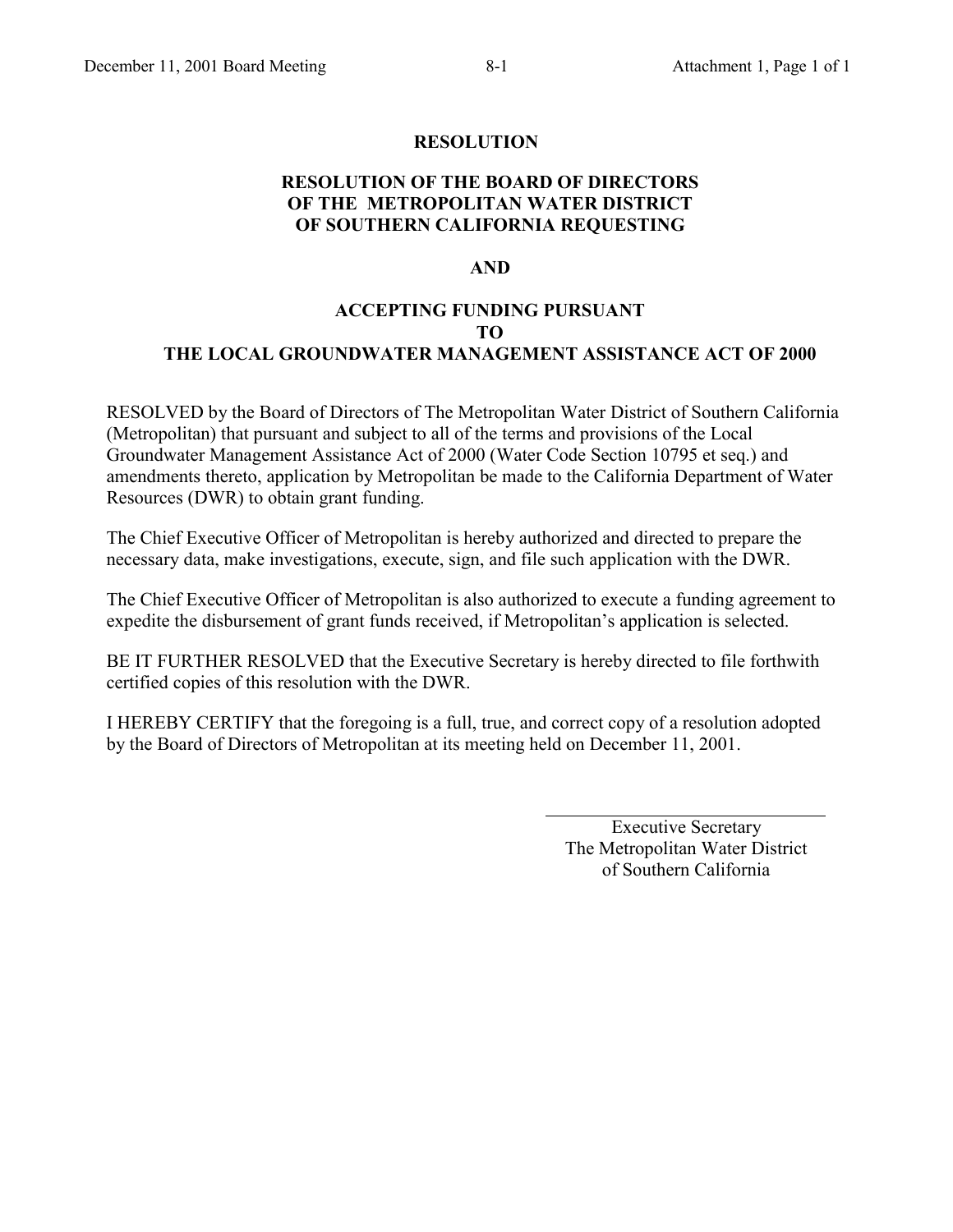# RESOLUTION

## RESOLUTION OF THE BOARD OF DIRECTORS OF THE METROPOLITAN WATER DISTRICT OF SOUTHERN CALIFORNIA REQUESTING

## AND

## ACCEPTING FUNDING PURSUANT TO THE LOCAL GROUNDWATER MANAGEMENT ASSISTANCE ACT OF 2000

RESOLVED by the Board of Directors of The Metropolitan Water District of Southern California (Metropolitan) that pursuant and subject to all of the terms and provisions of the Local Groundwater Management Assistance Act of 2000 (Water Code Section 10795 et seq.) and amendments thereto, application by Metropolitan be made to the California Department of Water Resources (DWR) to obtain grant funding.

The Chief Executive Officer of Metropolitan is hereby authorized and directed to prepare the necessary data, make investigations, execute, sign, and file such application with the DWR.

The Chief Executive Officer of Metropolitan is also authorized to execute a funding agreement to expedite the disbursement of grant funds received, if Metropolitan's application is selected.

BE IT FURTHER RESOLVED that the Executive Secretary is hereby directed to file forthwith certified copies of this resolution with the DWR.

I HEREBY CERTIFY that the foregoing is a full, true, and correct copy of a resolution adopted by the Board of Directors of Metropolitan at its meeting held on December 11, 2001.

\_\_\_\_\_\_\_\_\_\_\_\_\_\_\_\_\_\_\_\_\_\_\_\_\_\_\_\_\_\_

Executive Secretary
The Metropolitan Water District
of Southern California